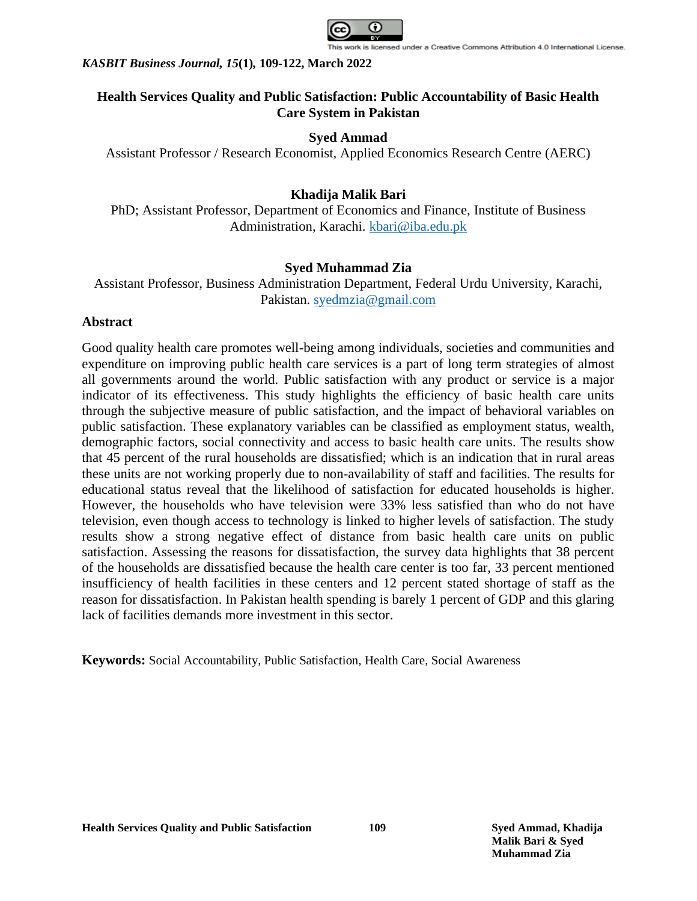# Health Services Quality and Public Satisfaction: Public Accountability of Basic Health Care System in Pakistan

**Syed Ammad**
Assistant Professor / Research Economist, Applied Economics Research Centre (AERC)

**Khadija Malik Bari**
PhD; Assistant Professor, Department of Economics and Finance, Institute of Business Administration, Karachi. kbari@iba.edu.pk

**Syed Muhammad Zia**
Assistant Professor, Business Administration Department, Federal Urdu University, Karachi, Pakistan. syedmzia@gmail.com

## Abstract

Good quality health care promotes well-being among individuals, societies and communities and expenditure on improving public health care services is a part of long term strategies of almost all governments around the world. Public satisfaction with any product or service is a major indicator of its effectiveness. This study highlights the efficiency of basic health care units through the subjective measure of public satisfaction, and the impact of behavioral variables on public satisfaction. These explanatory variables can be classified as employment status, wealth, demographic factors, social connectivity and access to basic health care units. The results show that 45 percent of the rural households are dissatisfied; which is an indication that in rural areas these units are not working properly due to non-availability of staff and facilities. The results for educational status reveal that the likelihood of satisfaction for educated households is higher. However, the households who have television were 33% less satisfied than who do not have television, even though access to technology is linked to higher levels of satisfaction. The study results show a strong negative effect of distance from basic health care units on public satisfaction. Assessing the reasons for dissatisfaction, the survey data highlights that 38 percent of the households are dissatisfied because the health care center is too far, 33 percent mentioned insufficiency of health facilities in these centers and 12 percent stated shortage of staff as the reason for dissatisfaction. In Pakistan health spending is barely 1 percent of GDP and this glaring lack of facilities demands more investment in this sector.

**Keywords:** Social Accountability, Public Satisfaction, Health Care, Social Awareness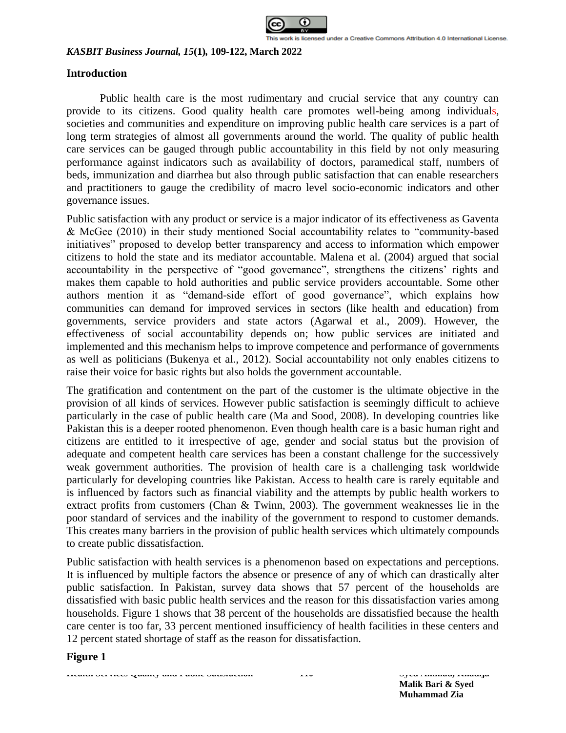## Introduction

Public health care is the most rudimentary and crucial service that any country can provide to its citizens. Good quality health care promotes well-being among individuals, societies and communities and expenditure on improving public health care services is a part of long term strategies of almost all governments around the world. The quality of public health care services can be gauged through public accountability in this field by not only measuring performance against indicators such as availability of doctors, paramedical staff, numbers of beds, immunization and diarrhea but also through public satisfaction that can enable researchers and practitioners to gauge the credibility of macro level socio-economic indicators and other governance issues.

Public satisfaction with any product or service is a major indicator of its effectiveness as Gaventa & McGee (2010) in their study mentioned Social accountability relates to "community-based initiatives" proposed to develop better transparency and access to information which empower citizens to hold the state and its mediator accountable. Malena et al. (2004) argued that social accountability in the perspective of "good governance", strengthens the citizens' rights and makes them capable to hold authorities and public service providers accountable. Some other authors mention it as "demand-side effort of good governance", which explains how communities can demand for improved services in sectors (like health and education) from governments, service providers and state actors (Agarwal et al., 2009). However, the effectiveness of social accountability depends on; how public services are initiated and implemented and this mechanism helps to improve competence and performance of governments as well as politicians (Bukenya et al., 2012). Social accountability not only enables citizens to raise their voice for basic rights but also holds the government accountable.

The gratification and contentment on the part of the customer is the ultimate objective in the provision of all kinds of services. However public satisfaction is seemingly difficult to achieve particularly in the case of public health care (Ma and Sood, 2008). In developing countries like Pakistan this is a deeper rooted phenomenon. Even though health care is a basic human right and citizens are entitled to it irrespective of age, gender and social status but the provision of adequate and competent health care services has been a constant challenge for the successively weak government authorities. The provision of health care is a challenging task worldwide particularly for developing countries like Pakistan. Access to health care is rarely equitable and is influenced by factors such as financial viability and the attempts by public health workers to extract profits from customers (Chan & Twinn, 2003). The government weaknesses lie in the poor standard of services and the inability of the government to respond to customer demands. This creates many barriers in the provision of public health services which ultimately compounds to create public dissatisfaction.

Public satisfaction with health services is a phenomenon based on expectations and perceptions. It is influenced by multiple factors the absence or presence of any of which can drastically alter public satisfaction. In Pakistan, survey data shows that 57 percent of the households are dissatisfied with basic public health services and the reason for this dissatisfaction varies among households. Figure 1 shows that 38 percent of the households are dissatisfied because the health care center is too far, 33 percent mentioned insufficiency of health facilities in these centers and 12 percent stated shortage of staff as the reason for dissatisfaction.

**Figure 1**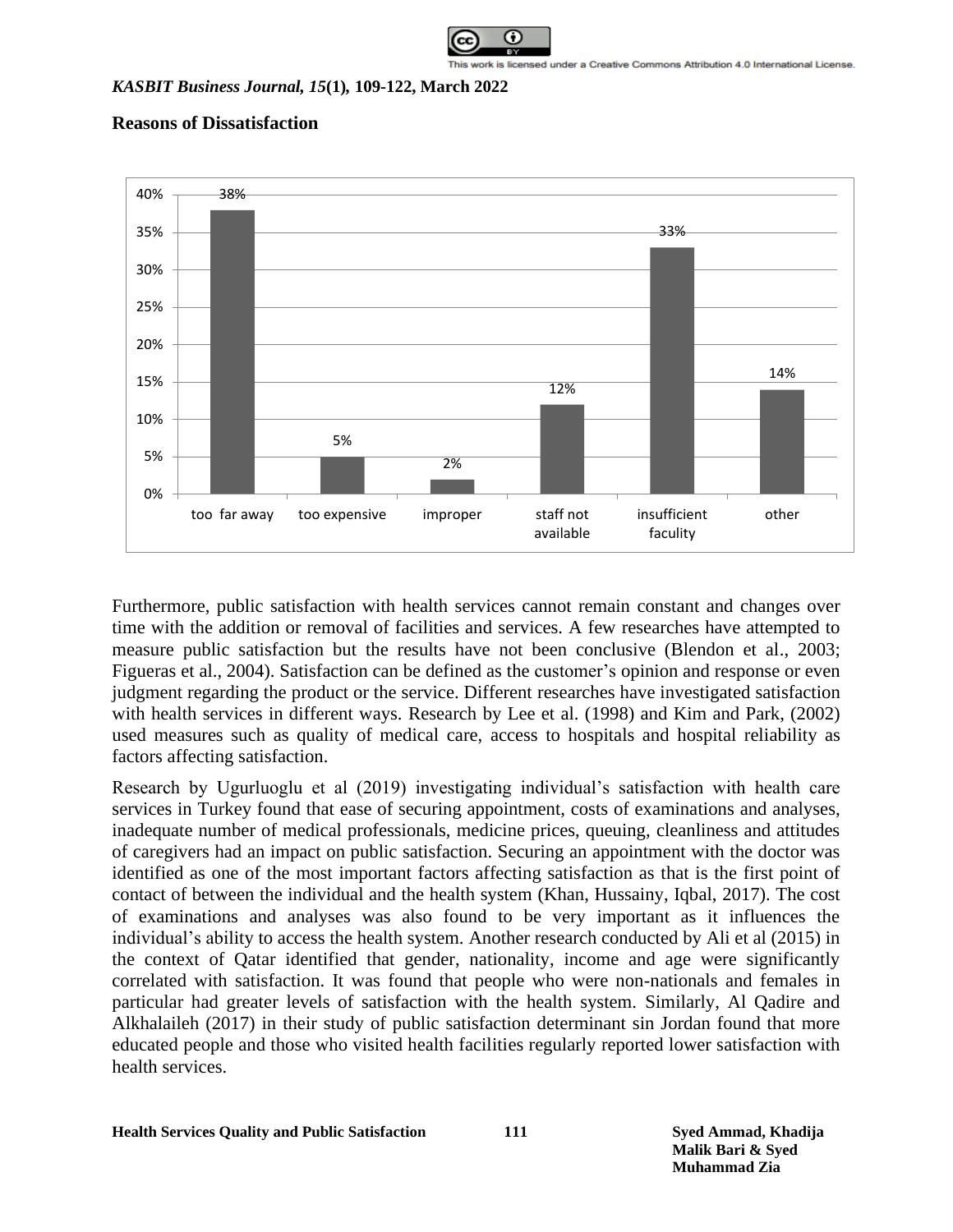**Reasons of Dissatisfaction**

| too far away | too expensive | improper | staff not available | insufficient faculity | other |
|---|---|---|---|---|---|
| 38% | 5% | 2% | 12% | 33% | 14% |

Furthermore, public satisfaction with health services cannot remain constant and changes over time with the addition or removal of facilities and services. A few researches have attempted to measure public satisfaction but the results have not been conclusive (Blendon et al., 2003; Figueras et al., 2004). Satisfaction can be defined as the customer's opinion and response or even judgment regarding the product or the service. Different researches have investigated satisfaction with health services in different ways. Research by Lee et al. (1998) and Kim and Park, (2002) used measures such as quality of medical care, access to hospitals and hospital reliability as factors affecting satisfaction.

Research by Ugurluoglu et al (2019) investigating individual's satisfaction with health care services in Turkey found that ease of securing appointment, costs of examinations and analyses, inadequate number of medical professionals, medicine prices, queuing, cleanliness and attitudes of caregivers had an impact on public satisfaction. Securing an appointment with the doctor was identified as one of the most important factors affecting satisfaction as that is the first point of contact of between the individual and the health system (Khan, Hussainy, Iqbal, 2017). The cost of examinations and analyses was also found to be very important as it influences the individual's ability to access the health system. Another research conducted by Ali et al (2015) in the context of Qatar identified that gender, nationality, income and age were significantly correlated with satisfaction. It was found that people who were non-nationals and females in particular had greater levels of satisfaction with the health system. Similarly, Al Qadire and Alkhalaileh (2017) in their study of public satisfaction determinant sin Jordan found that more educated people and those who visited health facilities regularly reported lower satisfaction with health services.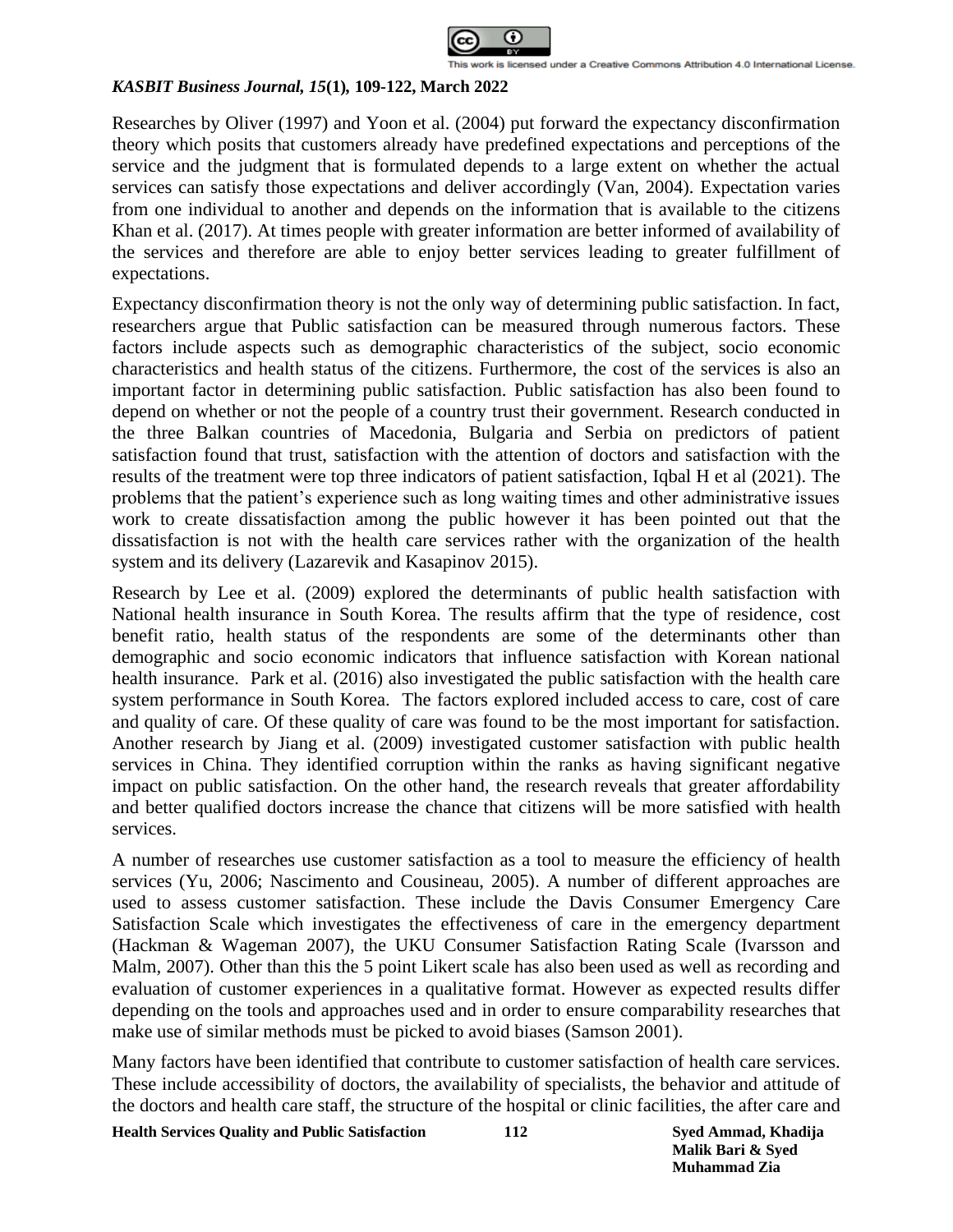Researches by Oliver (1997) and Yoon et al. (2004) put forward the expectancy disconfirmation theory which posits that customers already have predefined expectations and perceptions of the service and the judgment that is formulated depends to a large extent on whether the actual services can satisfy those expectations and deliver accordingly (Van, 2004). Expectation varies from one individual to another and depends on the information that is available to the citizens Khan et al. (2017). At times people with greater information are better informed of availability of the services and therefore are able to enjoy better services leading to greater fulfillment of expectations.

Expectancy disconfirmation theory is not the only way of determining public satisfaction. In fact, researchers argue that Public satisfaction can be measured through numerous factors. These factors include aspects such as demographic characteristics of the subject, socio economic characteristics and health status of the citizens. Furthermore, the cost of the services is also an important factor in determining public satisfaction. Public satisfaction has also been found to depend on whether or not the people of a country trust their government. Research conducted in the three Balkan countries of Macedonia, Bulgaria and Serbia on predictors of patient satisfaction found that trust, satisfaction with the attention of doctors and satisfaction with the results of the treatment were top three indicators of patient satisfaction, Iqbal H et al (2021). The problems that the patient's experience such as long waiting times and other administrative issues work to create dissatisfaction among the public however it has been pointed out that the dissatisfaction is not with the health care services rather with the organization of the health system and its delivery (Lazarevik and Kasapinov 2015).

Research by Lee et al. (2009) explored the determinants of public health satisfaction with National health insurance in South Korea. The results affirm that the type of residence, cost benefit ratio, health status of the respondents are some of the determinants other than demographic and socio economic indicators that influence satisfaction with Korean national health insurance. Park et al. (2016) also investigated the public satisfaction with the health care system performance in South Korea. The factors explored included access to care, cost of care and quality of care. Of these quality of care was found to be the most important for satisfaction. Another research by Jiang et al. (2009) investigated customer satisfaction with public health services in China. They identified corruption within the ranks as having significant negative impact on public satisfaction. On the other hand, the research reveals that greater affordability and better qualified doctors increase the chance that citizens will be more satisfied with health services.

A number of researches use customer satisfaction as a tool to measure the efficiency of health services (Yu, 2006; Nascimento and Cousineau, 2005). A number of different approaches are used to assess customer satisfaction. These include the Davis Consumer Emergency Care Satisfaction Scale which investigates the effectiveness of care in the emergency department (Hackman & Wageman 2007), the UKU Consumer Satisfaction Rating Scale (Ivarsson and Malm, 2007). Other than this the 5 point Likert scale has also been used as well as recording and evaluation of customer experiences in a qualitative format. However as expected results differ depending on the tools and approaches used and in order to ensure comparability researches that make use of similar methods must be picked to avoid biases (Samson 2001).

Many factors have been identified that contribute to customer satisfaction of health care services. These include accessibility of doctors, the availability of specialists, the behavior and attitude of the doctors and health care staff, the structure of the hospital or clinic facilities, the after care and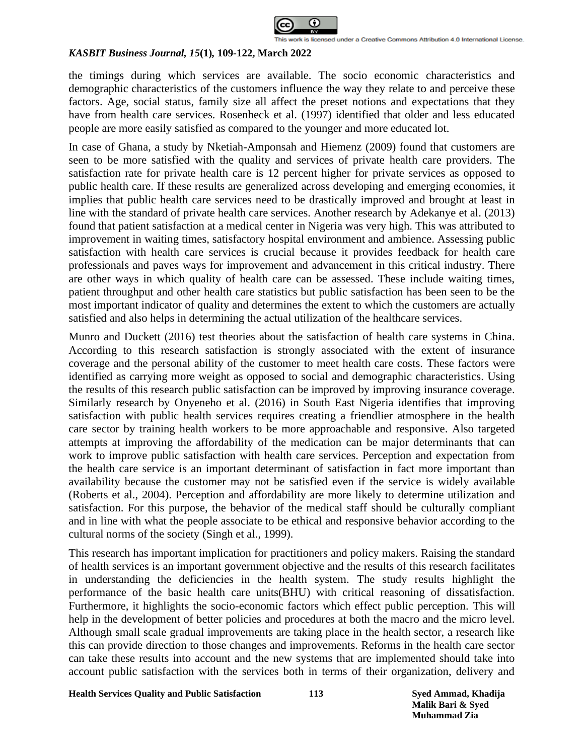the timings during which services are available. The socio economic characteristics and demographic characteristics of the customers influence the way they relate to and perceive these factors. Age, social status, family size all affect the preset notions and expectations that they have from health care services. Rosenheck et al. (1997) identified that older and less educated people are more easily satisfied as compared to the younger and more educated lot.

In case of Ghana, a study by Nketiah-Amponsah and Hiemenz (2009) found that customers are seen to be more satisfied with the quality and services of private health care providers. The satisfaction rate for private health care is 12 percent higher for private services as opposed to public health care. If these results are generalized across developing and emerging economies, it implies that public health care services need to be drastically improved and brought at least in line with the standard of private health care services. Another research by Adekanye et al. (2013) found that patient satisfaction at a medical center in Nigeria was very high. This was attributed to improvement in waiting times, satisfactory hospital environment and ambience. Assessing public satisfaction with health care services is crucial because it provides feedback for health care professionals and paves ways for improvement and advancement in this critical industry. There are other ways in which quality of health care can be assessed. These include waiting times, patient throughput and other health care statistics but public satisfaction has been seen to be the most important indicator of quality and determines the extent to which the customers are actually satisfied and also helps in determining the actual utilization of the healthcare services.

Munro and Duckett (2016) test theories about the satisfaction of health care systems in China. According to this research satisfaction is strongly associated with the extent of insurance coverage and the personal ability of the customer to meet health care costs. These factors were identified as carrying more weight as opposed to social and demographic characteristics. Using the results of this research public satisfaction can be improved by improving insurance coverage. Similarly research by Onyeneho et al. (2016) in South East Nigeria identifies that improving satisfaction with public health services requires creating a friendlier atmosphere in the health care sector by training health workers to be more approachable and responsive. Also targeted attempts at improving the affordability of the medication can be major determinants that can work to improve public satisfaction with health care services. Perception and expectation from the health care service is an important determinant of satisfaction in fact more important than availability because the customer may not be satisfied even if the service is widely available (Roberts et al., 2004). Perception and affordability are more likely to determine utilization and satisfaction. For this purpose, the behavior of the medical staff should be culturally compliant and in line with what the people associate to be ethical and responsive behavior according to the cultural norms of the society (Singh et al., 1999).

This research has important implication for practitioners and policy makers. Raising the standard of health services is an important government objective and the results of this research facilitates in understanding the deficiencies in the health system. The study results highlight the performance of the basic health care units(BHU) with critical reasoning of dissatisfaction. Furthermore, it highlights the socio-economic factors which effect public perception. This will help in the development of better policies and procedures at both the macro and the micro level. Although small scale gradual improvements are taking place in the health sector, a research like this can provide direction to those changes and improvements. Reforms in the health care sector can take these results into account and the new systems that are implemented should take into account public satisfaction with the services both in terms of their organization, delivery and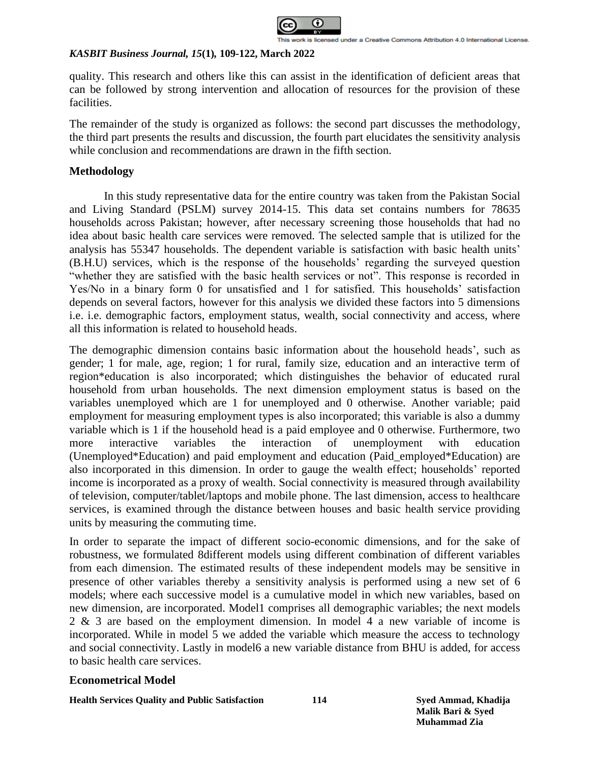quality. This research and others like this can assist in the identification of deficient areas that can be followed by strong intervention and allocation of resources for the provision of these facilities.

The remainder of the study is organized as follows: the second part discusses the methodology, the third part presents the results and discussion, the fourth part elucidates the sensitivity analysis while conclusion and recommendations are drawn in the fifth section.

## Methodology

In this study representative data for the entire country was taken from the Pakistan Social and Living Standard (PSLM) survey 2014-15. This data set contains numbers for 78635 households across Pakistan; however, after necessary screening those households that had no idea about basic health care services were removed. The selected sample that is utilized for the analysis has 55347 households. The dependent variable is satisfaction with basic health units' (B.H.U) services, which is the response of the households' regarding the surveyed question "whether they are satisfied with the basic health services or not". This response is recorded in Yes/No in a binary form 0 for unsatisfied and 1 for satisfied. This households' satisfaction depends on several factors, however for this analysis we divided these factors into 5 dimensions i.e. i.e. demographic factors, employment status, wealth, social connectivity and access, where all this information is related to household heads.

The demographic dimension contains basic information about the household heads', such as gender; 1 for male, age, region; 1 for rural, family size, education and an interactive term of region*education is also incorporated; which distinguishes the behavior of educated rural household from urban households. The next dimension employment status is based on the variables unemployed which are 1 for unemployed and 0 otherwise. Another variable; paid employment for measuring employment types is also incorporated; this variable is also a dummy variable which is 1 if the household head is a paid employee and 0 otherwise. Furthermore, two more interactive variables the interaction of unemployment with education (Unemployed*Education) and paid employment and education (Paid_employed*Education) are also incorporated in this dimension. In order to gauge the wealth effect; households' reported income is incorporated as a proxy of wealth. Social connectivity is measured through availability of television, computer/tablet/laptops and mobile phone. The last dimension, access to healthcare services, is examined through the distance between houses and basic health service providing units by measuring the commuting time.

In order to separate the impact of different socio-economic dimensions, and for the sake of robustness, we formulated 8different models using different combination of different variables from each dimension. The estimated results of these independent models may be sensitive in presence of other variables thereby a sensitivity analysis is performed using a new set of 6 models; where each successive model is a cumulative model in which new variables, based on new dimension, are incorporated. Model1 comprises all demographic variables; the next models 2 & 3 are based on the employment dimension. In model 4 a new variable of income is incorporated. While in model 5 we added the variable which measure the access to technology and social connectivity. Lastly in model6 a new variable distance from BHU is added, for access to basic health care services.

## Econometrical Model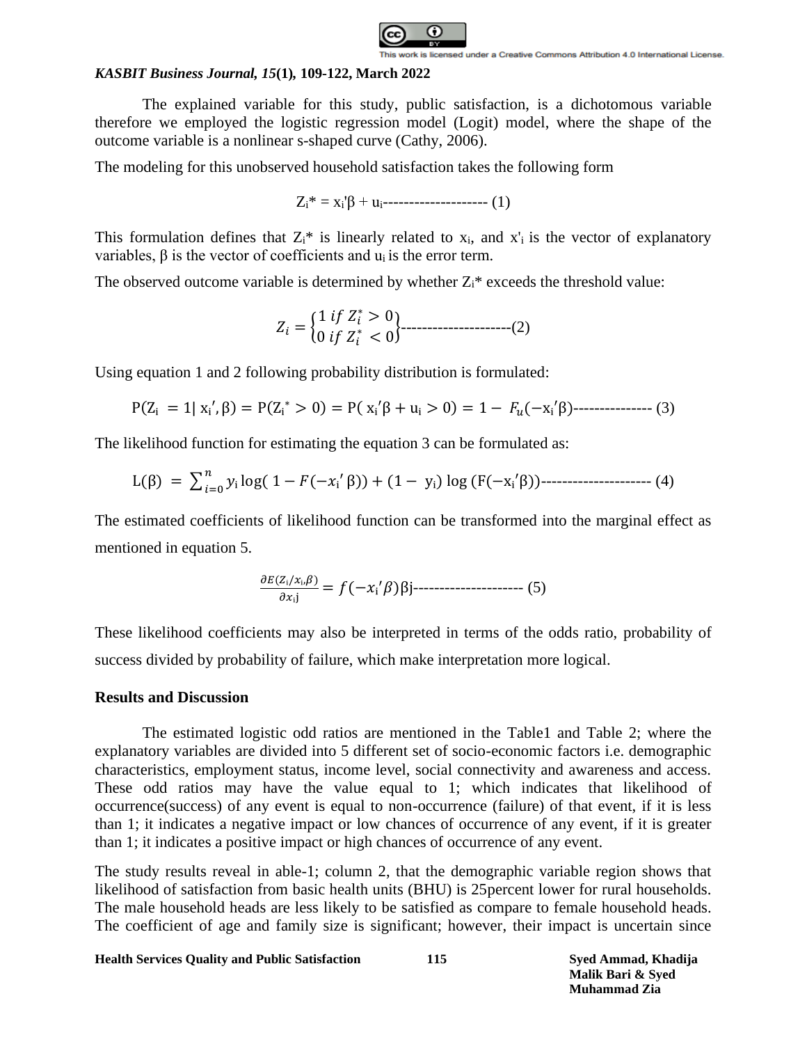The explained variable for this study, public satisfaction, is a dichotomous variable therefore we employed the logistic regression model (Logit) model, where the shape of the outcome variable is a nonlinear s-shaped curve (Cathy, 2006).

The modeling for this unobserved household satisfaction takes the following form

$$Z_i^* = x_i'\beta + u_i \text{-------------------- (1)}$$

This formulation defines that $Z_i^*$ is linearly related to $x_i$, and $x'_i$ is the vector of explanatory variables, β is the vector of coefficients and $u_i$ is the error term.

The observed outcome variable is determined by whether $Z_i^*$ exceeds the threshold value:

$$Z_i = \begin{Bmatrix} 1 \; if \; Z_i^* > 0 \\ 0 \; if \; Z_i^* < 0 \end{Bmatrix} \text{---------------------(2)}$$

Using equation 1 and 2 following probability distribution is formulated:

$$P(Z_i = 1 | x_i', \beta) = P(Z_i^* > 0) = P(x_i'\beta + u_i > 0) = 1 - F_u(-x_i'\beta) \text{--------------- (3)}$$

The likelihood function for estimating the equation 3 can be formulated as:

$$L(\beta) = \sum_{i=0}^{n} y_i \log(1 - F(-x_i'\beta)) + (1 - y_i) \log(F(-x_i'\beta)) \text{--------------------- (4)}$$

The estimated coefficients of likelihood function can be transformed into the marginal effect as mentioned in equation 5.

$$\frac{\partial E(Z_i/x_i, \beta)}{\partial x_i j} = f(-x_i'\beta)\beta j \text{--------------------- (5)}$$

These likelihood coefficients may also be interpreted in terms of the odds ratio, probability of success divided by probability of failure, which make interpretation more logical.

## Results and Discussion

The estimated logistic odd ratios are mentioned in the Table1 and Table 2; where the explanatory variables are divided into 5 different set of socio-economic factors i.e. demographic characteristics, employment status, income level, social connectivity and awareness and access. These odd ratios may have the value equal to 1; which indicates that likelihood of occurrence(success) of any event is equal to non-occurrence (failure) of that event, if it is less than 1; it indicates a negative impact or low chances of occurrence of any event, if it is greater than 1; it indicates a positive impact or high chances of occurrence of any event.

The study results reveal in able-1; column 2, that the demographic variable region shows that likelihood of satisfaction from basic health units (BHU) is 25percent lower for rural households. The male household heads are less likely to be satisfied as compare to female household heads. The coefficient of age and family size is significant; however, their impact is uncertain since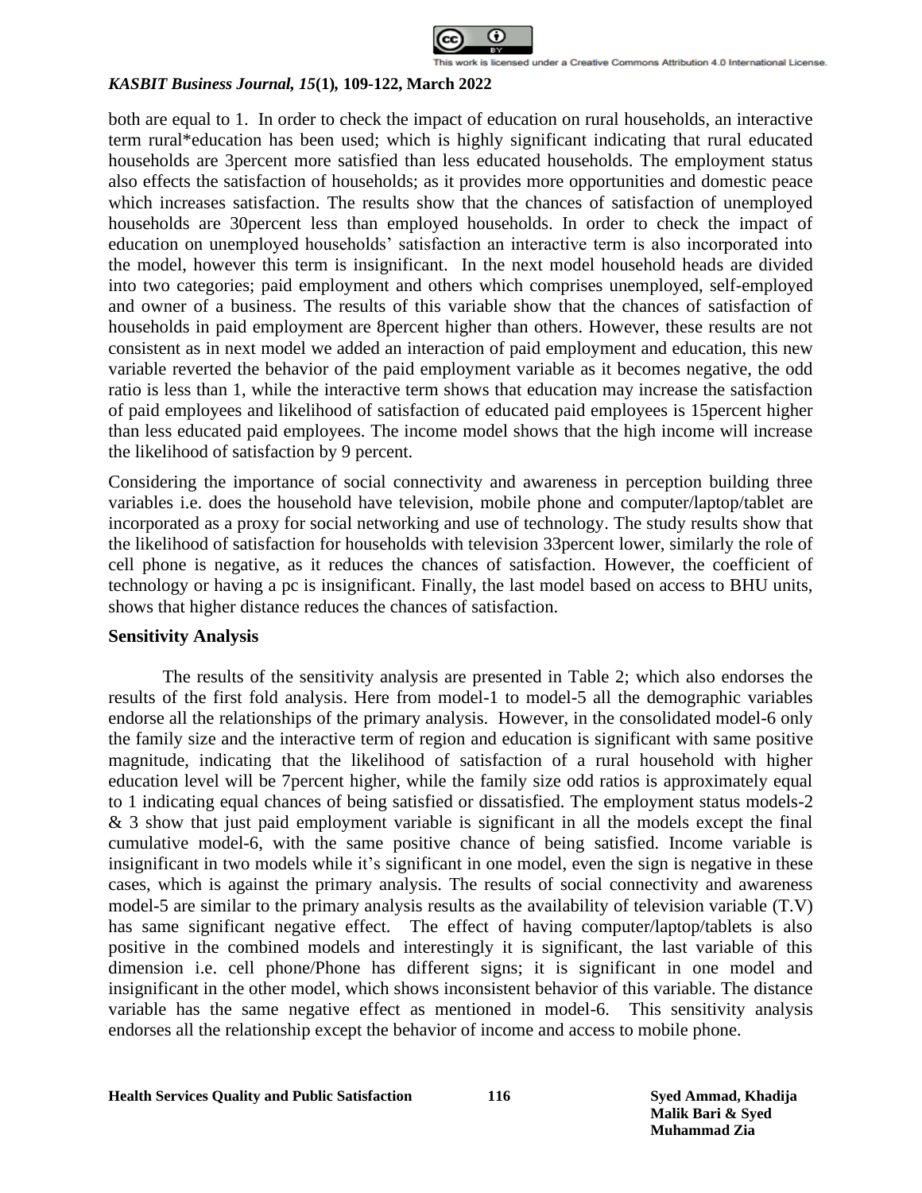both are equal to 1. In order to check the impact of education on rural households, an interactive term rural*education has been used; which is highly significant indicating that rural educated households are 3percent more satisfied than less educated households. The employment status also effects the satisfaction of households; as it provides more opportunities and domestic peace which increases satisfaction. The results show that the chances of satisfaction of unemployed households are 30percent less than employed households. In order to check the impact of education on unemployed households' satisfaction an interactive term is also incorporated into the model, however this term is insignificant. In the next model household heads are divided into two categories; paid employment and others which comprises unemployed, self-employed and owner of a business. The results of this variable show that the chances of satisfaction of households in paid employment are 8percent higher than others. However, these results are not consistent as in next model we added an interaction of paid employment and education, this new variable reverted the behavior of the paid employment variable as it becomes negative, the odd ratio is less than 1, while the interactive term shows that education may increase the satisfaction of paid employees and likelihood of satisfaction of educated paid employees is 15percent higher than less educated paid employees. The income model shows that the high income will increase the likelihood of satisfaction by 9 percent.

Considering the importance of social connectivity and awareness in perception building three variables i.e. does the household have television, mobile phone and computer/laptop/tablet are incorporated as a proxy for social networking and use of technology. The study results show that the likelihood of satisfaction for households with television 33percent lower, similarly the role of cell phone is negative, as it reduces the chances of satisfaction. However, the coefficient of technology or having a pc is insignificant. Finally, the last model based on access to BHU units, shows that higher distance reduces the chances of satisfaction.

**Sensitivity Analysis**

The results of the sensitivity analysis are presented in Table 2; which also endorses the results of the first fold analysis. Here from model-1 to model-5 all the demographic variables endorse all the relationships of the primary analysis. However, in the consolidated model-6 only the family size and the interactive term of region and education is significant with same positive magnitude, indicating that the likelihood of satisfaction of a rural household with higher education level will be 7percent higher, while the family size odd ratios is approximately equal to 1 indicating equal chances of being satisfied or dissatisfied. The employment status models-2 & 3 show that just paid employment variable is significant in all the models except the final cumulative model-6, with the same positive chance of being satisfied. Income variable is insignificant in two models while it's significant in one model, even the sign is negative in these cases, which is against the primary analysis. The results of social connectivity and awareness model-5 are similar to the primary analysis results as the availability of television variable (T.V) has same significant negative effect. The effect of having computer/laptop/tablets is also positive in the combined models and interestingly it is significant, the last variable of this dimension i.e. cell phone/Phone has different signs; it is significant in one model and insignificant in the other model, which shows inconsistent behavior of this variable. The distance variable has the same negative effect as mentioned in model-6. This sensitivity analysis endorses all the relationship except the behavior of income and access to mobile phone.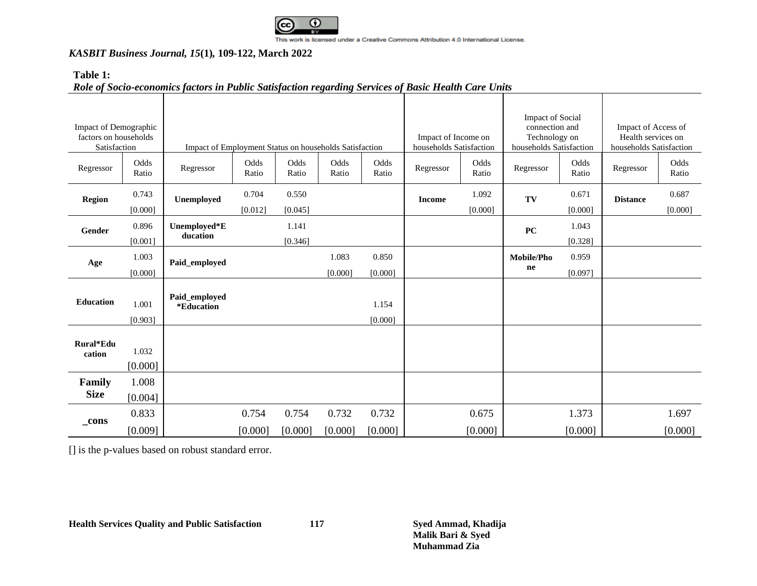**Table 1:**
*Role of Socio-economics factors in Public Satisfaction regarding Services of Basic Health Care Units*

| Impact of Demographic factors on households Satisfaction | | Impact of Employment Status on households Satisfaction | | | | | Impact of Income on households Satisfaction | | Impact of Social connection and Technology on households Satisfaction | | Impact of Access of Health services on households Satisfaction | |
|---|---|---|---|---|---|---|---|---|---|---|---|---|
| Regressor | Odds Ratio | Regressor | Odds Ratio | Odds Ratio | Odds Ratio | Odds Ratio | Regressor | Odds Ratio | Regressor | Odds Ratio | Regressor | Odds Ratio |
| **Region** | 0.743 [0.000] | **Unemployed** | 0.704 [0.012] | 0.550 [0.045] | | | **Income** | 1.092 [0.000] | **TV** | 0.671 [0.000] | **Distance** | 0.687 [0.000] |
| **Gender** | 0.896 [0.001] | **Unemployed*Education** | | 1.141 [0.346] | | | | | **PC** | 1.043 [0.328] | | |
| **Age** | 1.003 [0.000] | **Paid_employed** | | | 1.083 [0.000] | 0.850 [0.000] | | | **Mobile/Phone** | 0.959 [0.097] | | |
| **Education** | 1.001 [0.903] | **Paid_employed *Education** | | | | 1.154 [0.000] | | | | | | |
| **Rural*Education** | 1.032 [0.000] | | | | | | | | | | | |
| **Family Size** | 1.008 [0.004] | | | | | | | | | | | |
| **_cons** | 0.833 [0.009] | | 0.754 [0.000] | 0.754 [0.000] | 0.732 [0.000] | 0.732 [0.000] | | 0.675 [0.000] | | 1.373 [0.000] | | 1.697 [0.000] |

[] is the p-values based on robust standard error.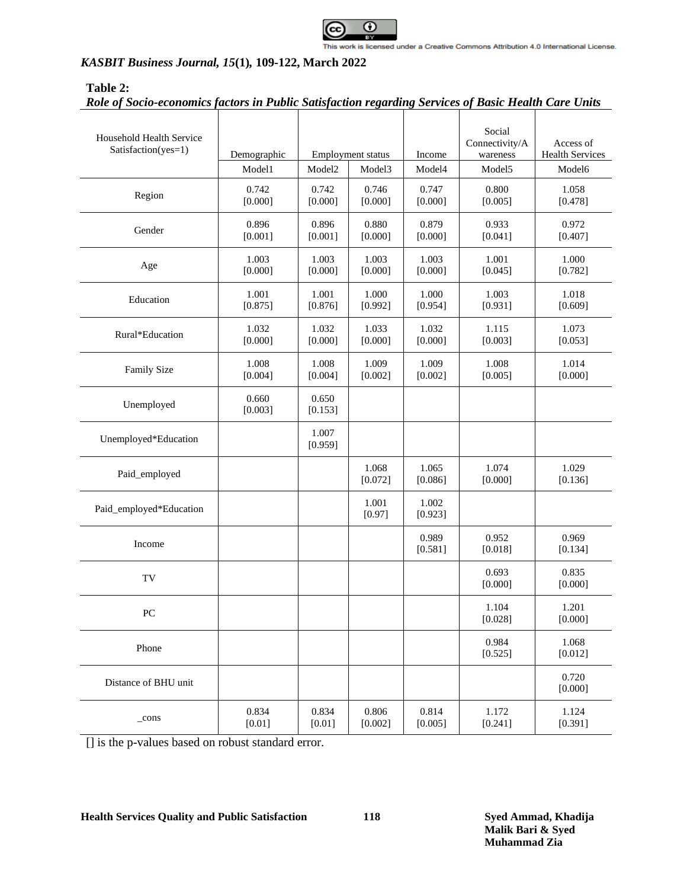**Table 2:**

***Role of Socio-economics factors in Public Satisfaction regarding Services of Basic Health Care Units***

| Household Health Service Satisfaction(yes=1) | Demographic | Employment status | | Income | Social Connectivity/Awareness | Access of Health Services |
|---|---|---|---|---|---|---|
| | Model1 | Model2 | Model3 | Model4 | Model5 | Model6 |
| Region | 0.742 [0.000] | 0.742 [0.000] | 0.746 [0.000] | 0.747 [0.000] | 0.800 [0.005] | 1.058 [0.478] |
| Gender | 0.896 [0.001] | 0.896 [0.001] | 0.880 [0.000] | 0.879 [0.000] | 0.933 [0.041] | 0.972 [0.407] |
| Age | 1.003 [0.000] | 1.003 [0.000] | 1.003 [0.000] | 1.003 [0.000] | 1.001 [0.045] | 1.000 [0.782] |
| Education | 1.001 [0.875] | 1.001 [0.876] | 1.000 [0.992] | 1.000 [0.954] | 1.003 [0.931] | 1.018 [0.609] |
| Rural*Education | 1.032 [0.000] | 1.032 [0.000] | 1.033 [0.000] | 1.032 [0.000] | 1.115 [0.003] | 1.073 [0.053] |
| Family Size | 1.008 [0.004] | 1.008 [0.004] | 1.009 [0.002] | 1.009 [0.002] | 1.008 [0.005] | 1.014 [0.000] |
| Unemployed | 0.660 [0.003] | 0.650 [0.153] | | | | |
| Unemployed*Education | | 1.007 [0.959] | | | | |
| Paid_employed | | | 1.068 [0.072] | 1.065 [0.086] | 1.074 [0.000] | 1.029 [0.136] |
| Paid_employed*Education | | | 1.001 [0.97] | 1.002 [0.923] | | |
| Income | | | | 0.989 [0.581] | 0.952 [0.018] | 0.969 [0.134] |
| TV | | | | | 0.693 [0.000] | 0.835 [0.000] |
| PC | | | | | 1.104 [0.028] | 1.201 [0.000] |
| Phone | | | | | 0.984 [0.525] | 1.068 [0.012] |
| Distance of BHU unit | | | | | | 0.720 [0.000] |
| _cons | 0.834 [0.01] | 0.834 [0.01] | 0.806 [0.002] | 0.814 [0.005] | 1.172 [0.241] | 1.124 [0.391] |

[] is the p-values based on robust standard error.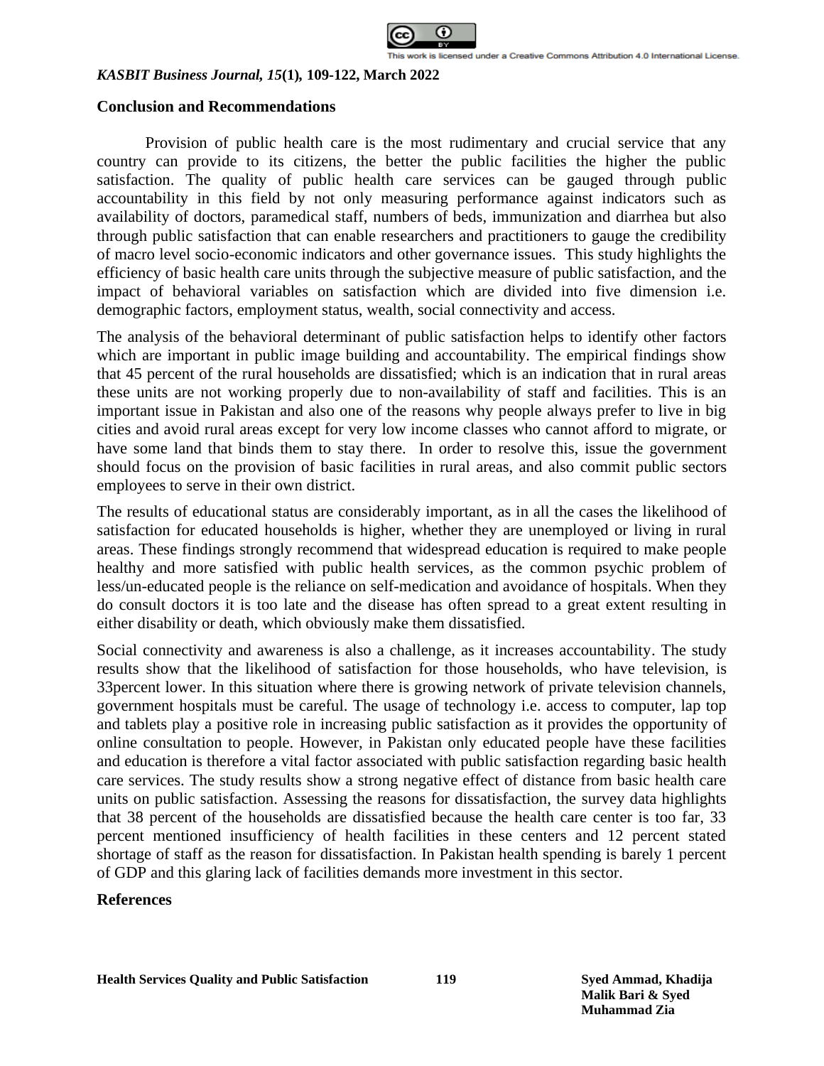## Conclusion and Recommendations

Provision of public health care is the most rudimentary and crucial service that any country can provide to its citizens, the better the public facilities the higher the public satisfaction. The quality of public health care services can be gauged through public accountability in this field by not only measuring performance against indicators such as availability of doctors, paramedical staff, numbers of beds, immunization and diarrhea but also through public satisfaction that can enable researchers and practitioners to gauge the credibility of macro level socio-economic indicators and other governance issues. This study highlights the efficiency of basic health care units through the subjective measure of public satisfaction, and the impact of behavioral variables on satisfaction which are divided into five dimension i.e. demographic factors, employment status, wealth, social connectivity and access.

The analysis of the behavioral determinant of public satisfaction helps to identify other factors which are important in public image building and accountability. The empirical findings show that 45 percent of the rural households are dissatisfied; which is an indication that in rural areas these units are not working properly due to non-availability of staff and facilities. This is an important issue in Pakistan and also one of the reasons why people always prefer to live in big cities and avoid rural areas except for very low income classes who cannot afford to migrate, or have some land that binds them to stay there. In order to resolve this, issue the government should focus on the provision of basic facilities in rural areas, and also commit public sectors employees to serve in their own district.

The results of educational status are considerably important, as in all the cases the likelihood of satisfaction for educated households is higher, whether they are unemployed or living in rural areas. These findings strongly recommend that widespread education is required to make people healthy and more satisfied with public health services, as the common psychic problem of less/un-educated people is the reliance on self-medication and avoidance of hospitals. When they do consult doctors it is too late and the disease has often spread to a great extent resulting in either disability or death, which obviously make them dissatisfied.

Social connectivity and awareness is also a challenge, as it increases accountability. The study results show that the likelihood of satisfaction for those households, who have television, is 33percent lower. In this situation where there is growing network of private television channels, government hospitals must be careful. The usage of technology i.e. access to computer, lap top and tablets play a positive role in increasing public satisfaction as it provides the opportunity of online consultation to people. However, in Pakistan only educated people have these facilities and education is therefore a vital factor associated with public satisfaction regarding basic health care services. The study results show a strong negative effect of distance from basic health care units on public satisfaction. Assessing the reasons for dissatisfaction, the survey data highlights that 38 percent of the households are dissatisfied because the health care center is too far, 33 percent mentioned insufficiency of health facilities in these centers and 12 percent stated shortage of staff as the reason for dissatisfaction. In Pakistan health spending is barely 1 percent of GDP and this glaring lack of facilities demands more investment in this sector.

## References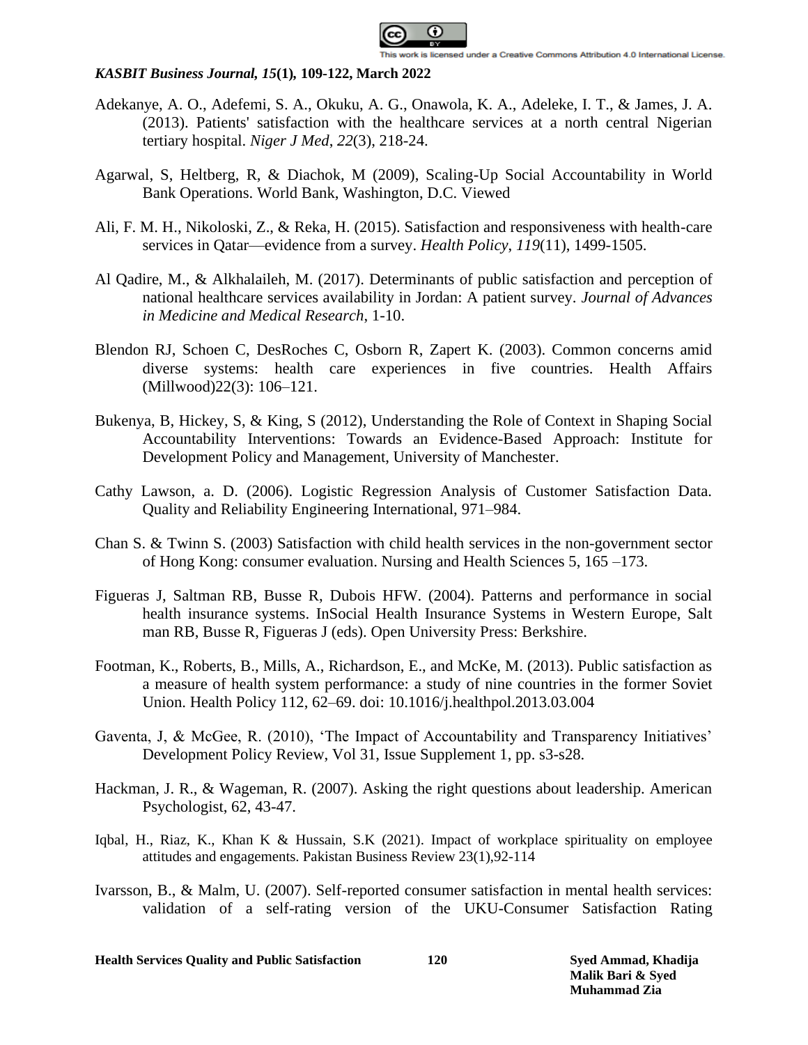Adekanye, A. O., Adefemi, S. A., Okuku, A. G., Onawola, K. A., Adeleke, I. T., & James, J. A. (2013). Patients' satisfaction with the healthcare services at a north central Nigerian tertiary hospital. *Niger J Med*, *22*(3), 218-24.

Agarwal, S, Heltberg, R, & Diachok, M (2009), Scaling-Up Social Accountability in World Bank Operations. World Bank, Washington, D.C. Viewed

Ali, F. M. H., Nikoloski, Z., & Reka, H. (2015). Satisfaction and responsiveness with health-care services in Qatar—evidence from a survey. *Health Policy*, *119*(11), 1499-1505.

Al Qadire, M., & Alkhalaileh, M. (2017). Determinants of public satisfaction and perception of national healthcare services availability in Jordan: A patient survey. *Journal of Advances in Medicine and Medical Research*, 1-10.

Blendon RJ, Schoen C, DesRoches C, Osborn R, Zapert K. (2003). Common concerns amid diverse systems: health care experiences in five countries. Health Affairs (Millwood)22(3): 106–121.

Bukenya, B, Hickey, S, & King, S (2012), Understanding the Role of Context in Shaping Social Accountability Interventions: Towards an Evidence-Based Approach: Institute for Development Policy and Management, University of Manchester.

Cathy Lawson, a. D. (2006). Logistic Regression Analysis of Customer Satisfaction Data. Quality and Reliability Engineering International, 971–984.

Chan S. & Twinn S. (2003) Satisfaction with child health services in the non-government sector of Hong Kong: consumer evaluation. Nursing and Health Sciences 5, 165 –173.

Figueras J, Saltman RB, Busse R, Dubois HFW. (2004). Patterns and performance in social health insurance systems. InSocial Health Insurance Systems in Western Europe, Salt man RB, Busse R, Figueras J (eds). Open University Press: Berkshire.

Footman, K., Roberts, B., Mills, A., Richardson, E., and McKe, M. (2013). Public satisfaction as a measure of health system performance: a study of nine countries in the former Soviet Union. Health Policy 112, 62–69. doi: 10.1016/j.healthpol.2013.03.004

Gaventa, J, & McGee, R. (2010), 'The Impact of Accountability and Transparency Initiatives' Development Policy Review, Vol 31, Issue Supplement 1, pp. s3-s28.

Hackman, J. R., & Wageman, R. (2007). Asking the right questions about leadership. American Psychologist, 62, 43-47.

Iqbal, H., Riaz, K., Khan K & Hussain, S.K (2021). Impact of workplace spirituality on employee attitudes and engagements. Pakistan Business Review 23(1),92-114

Ivarsson, B., & Malm, U. (2007). Self-reported consumer satisfaction in mental health services: validation of a self-rating version of the UKU-Consumer Satisfaction Rating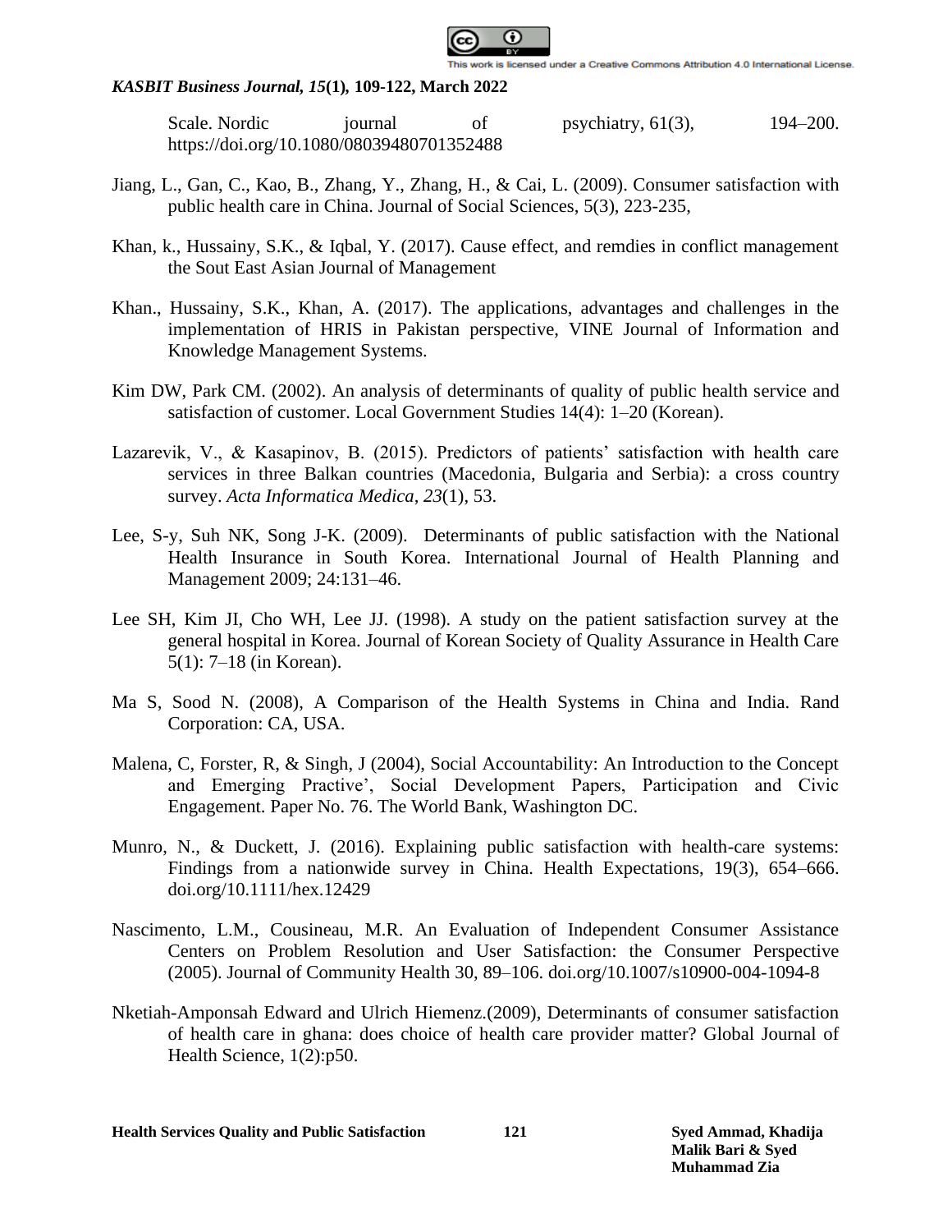Scale. Nordic journal of psychiatry, 61(3), 194–200. https://doi.org/10.1080/08039480701352488

Jiang, L., Gan, C., Kao, B., Zhang, Y., Zhang, H., & Cai, L. (2009). Consumer satisfaction with public health care in China. Journal of Social Sciences, 5(3), 223-235,

Khan, k., Hussainy, S.K., & Iqbal, Y. (2017). Cause effect, and remdies in conflict management the Sout East Asian Journal of Management

Khan., Hussainy, S.K., Khan, A. (2017). The applications, advantages and challenges in the implementation of HRIS in Pakistan perspective, VINE Journal of Information and Knowledge Management Systems.

Kim DW, Park CM. (2002). An analysis of determinants of quality of public health service and satisfaction of customer. Local Government Studies 14(4): 1–20 (Korean).

Lazarevik, V., & Kasapinov, B. (2015). Predictors of patients' satisfaction with health care services in three Balkan countries (Macedonia, Bulgaria and Serbia): a cross country survey. *Acta Informatica Medica*, *23*(1), 53.

Lee, S-y, Suh NK, Song J-K. (2009). Determinants of public satisfaction with the National Health Insurance in South Korea. International Journal of Health Planning and Management 2009; 24:131–46.

Lee SH, Kim JI, Cho WH, Lee JJ. (1998). A study on the patient satisfaction survey at the general hospital in Korea. Journal of Korean Society of Quality Assurance in Health Care 5(1): 7–18 (in Korean).

Ma S, Sood N. (2008), A Comparison of the Health Systems in China and India. Rand Corporation: CA, USA.

Malena, C, Forster, R, & Singh, J (2004), Social Accountability: An Introduction to the Concept and Emerging Practive', Social Development Papers, Participation and Civic Engagement. Paper No. 76. The World Bank, Washington DC.

Munro, N., & Duckett, J. (2016). Explaining public satisfaction with health-care systems: Findings from a nationwide survey in China. Health Expectations, 19(3), 654–666. doi.org/10.1111/hex.12429

Nascimento, L.M., Cousineau, M.R. An Evaluation of Independent Consumer Assistance Centers on Problem Resolution and User Satisfaction: the Consumer Perspective (2005). Journal of Community Health 30, 89–106. doi.org/10.1007/s10900-004-1094-8

Nketiah-Amponsah Edward and Ulrich Hiemenz.(2009), Determinants of consumer satisfaction of health care in ghana: does choice of health care provider matter? Global Journal of Health Science, 1(2):p50.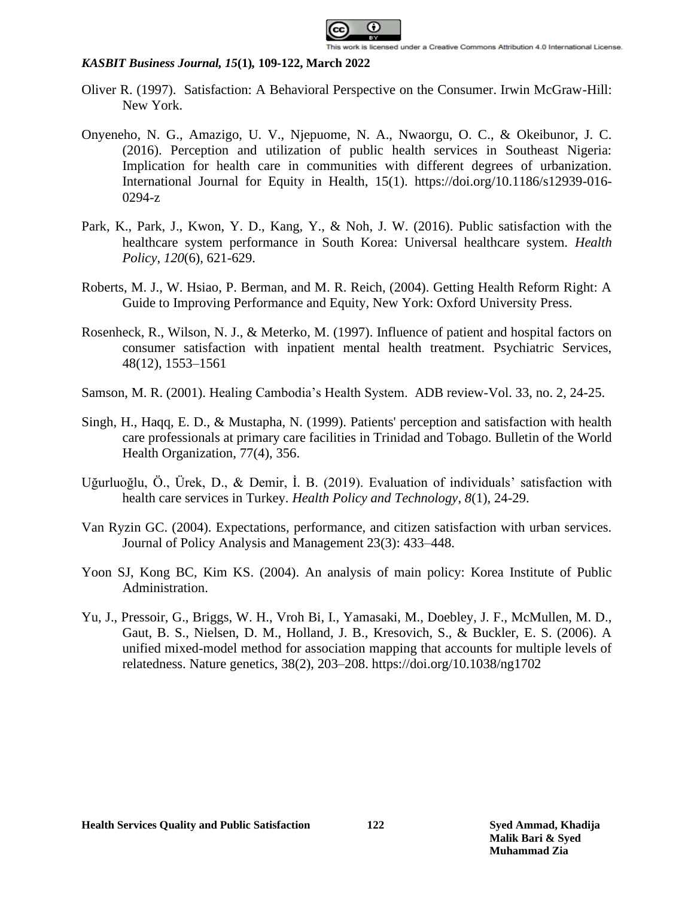Oliver R. (1997). Satisfaction: A Behavioral Perspective on the Consumer. Irwin McGraw-Hill: New York.

Onyeneho, N. G., Amazigo, U. V., Njepuome, N. A., Nwaorgu, O. C., & Okeibunor, J. C. (2016). Perception and utilization of public health services in Southeast Nigeria: Implication for health care in communities with different degrees of urbanization. International Journal for Equity in Health, 15(1). https://doi.org/10.1186/s12939-016-0294-z

Park, K., Park, J., Kwon, Y. D., Kang, Y., & Noh, J. W. (2016). Public satisfaction with the healthcare system performance in South Korea: Universal healthcare system. *Health Policy*, *120*(6), 621-629.

Roberts, M. J., W. Hsiao, P. Berman, and M. R. Reich, (2004). Getting Health Reform Right: A Guide to Improving Performance and Equity, New York: Oxford University Press.

Rosenheck, R., Wilson, N. J., & Meterko, M. (1997). Influence of patient and hospital factors on consumer satisfaction with inpatient mental health treatment. Psychiatric Services, 48(12), 1553–1561

Samson, M. R. (2001). Healing Cambodia's Health System. ADB review-Vol. 33, no. 2, 24-25.

Singh, H., Haqq, E. D., & Mustapha, N. (1999). Patients' perception and satisfaction with health care professionals at primary care facilities in Trinidad and Tobago. Bulletin of the World Health Organization, 77(4), 356.

Uğurluoğlu, Ö., Ürek, D., & Demir, İ. B. (2019). Evaluation of individuals' satisfaction with health care services in Turkey. *Health Policy and Technology*, *8*(1), 24-29.

Van Ryzin GC. (2004). Expectations, performance, and citizen satisfaction with urban services. Journal of Policy Analysis and Management 23(3): 433–448.

Yoon SJ, Kong BC, Kim KS. (2004). An analysis of main policy: Korea Institute of Public Administration.

Yu, J., Pressoir, G., Briggs, W. H., Vroh Bi, I., Yamasaki, M., Doebley, J. F., McMullen, M. D., Gaut, B. S., Nielsen, D. M., Holland, J. B., Kresovich, S., & Buckler, E. S. (2006). A unified mixed-model method for association mapping that accounts for multiple levels of relatedness. Nature genetics, 38(2), 203–208. https://doi.org/10.1038/ng1702